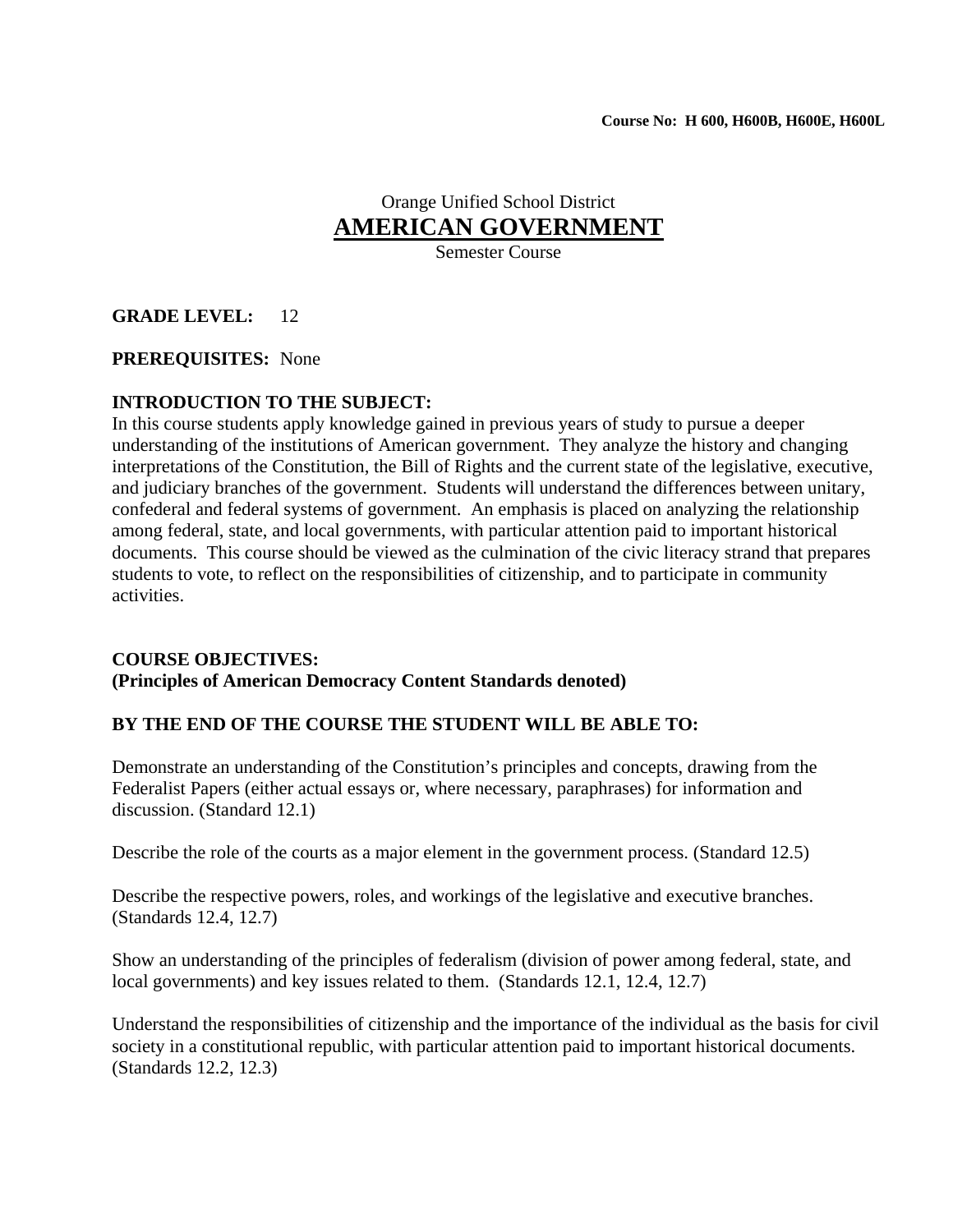**Course No: H 600, H600B, H600E, H600L**

Orange Unified School District

# AMERICAN GOVERNMENT

Semester Course

**GRADE LEVEL:** 12

**PREREQUISITES:** None

**INTRODUCTION TO THE SUBJECT:**
In this course students apply knowledge gained in previous years of study to pursue a deeper understanding of the institutions of American government. They analyze the history and changing interpretations of the Constitution, the Bill of Rights and the current state of the legislative, executive, and judiciary branches of the government. Students will understand the differences between unitary, confederal and federal systems of government. An emphasis is placed on analyzing the relationship among federal, state, and local governments, with particular attention paid to important historical documents. This course should be viewed as the culmination of the civic literacy strand that prepares students to vote, to reflect on the responsibilities of citizenship, and to participate in community activities.

**COURSE OBJECTIVES:**
**(Principles of American Democracy Content Standards denoted)**

**BY THE END OF THE COURSE THE STUDENT WILL BE ABLE TO:**

Demonstrate an understanding of the Constitution's principles and concepts, drawing from the Federalist Papers (either actual essays or, where necessary, paraphrases) for information and discussion. (Standard 12.1)

Describe the role of the courts as a major element in the government process. (Standard 12.5)

Describe the respective powers, roles, and workings of the legislative and executive branches. (Standards 12.4, 12.7)

Show an understanding of the principles of federalism (division of power among federal, state, and local governments) and key issues related to them. (Standards 12.1, 12.4, 12.7)

Understand the responsibilities of citizenship and the importance of the individual as the basis for civil society in a constitutional republic, with particular attention paid to important historical documents. (Standards 12.2, 12.3)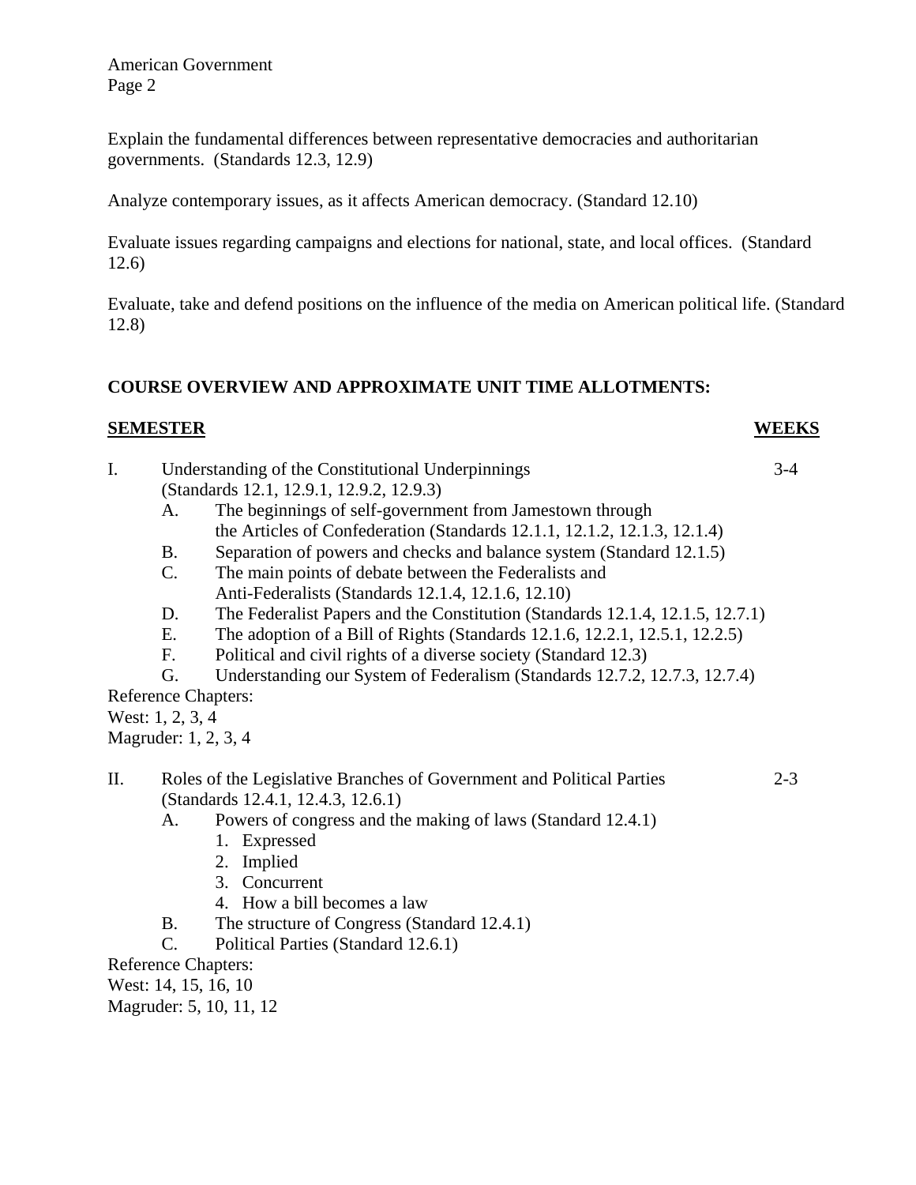Explain the fundamental differences between representative democracies and authoritarian governments. (Standards 12.3, 12.9)

Analyze contemporary issues, as it affects American democracy. (Standard 12.10)

Evaluate issues regarding campaigns and elections for national, state, and local offices. (Standard 12.6)

Evaluate, take and defend positions on the influence of the media on American political life. (Standard 12.8)

## COURSE OVERVIEW AND APPROXIMATE UNIT TIME ALLOTMENTS:

| **SEMESTER** | **WEEKS** |
|---|---|
| I. Understanding of the Constitutional Underpinnings (Standards 12.1, 12.9.1, 12.9.2, 12.9.3) | 3-4 |

I. Understanding of the Constitutional Underpinnings (Standards 12.1, 12.9.1, 12.9.2, 12.9.3)
   - A. The beginnings of self-government from Jamestown through the Articles of Confederation (Standards 12.1.1, 12.1.2, 12.1.3, 12.1.4)
   - B. Separation of powers and checks and balance system (Standard 12.1.5)
   - C. The main points of debate between the Federalists and Anti-Federalists (Standards 12.1.4, 12.1.6, 12.10)
   - D. The Federalist Papers and the Constitution (Standards 12.1.4, 12.1.5, 12.7.1)
   - E. The adoption of a Bill of Rights (Standards 12.1.6, 12.2.1, 12.5.1, 12.2.5)
   - F. Political and civil rights of a diverse society (Standard 12.3)
   - G. Understanding our System of Federalism (Standards 12.7.2, 12.7.3, 12.7.4)

Reference Chapters:
West: 1, 2, 3, 4
Magruder: 1, 2, 3, 4

| | |
|---|---|
| II. Roles of the Legislative Branches of Government and Political Parties (Standards 12.4.1, 12.4.3, 12.6.1) | 2-3 |

II. Roles of the Legislative Branches of Government and Political Parties (Standards 12.4.1, 12.4.3, 12.6.1)
   - A. Powers of congress and the making of laws (Standard 12.4.1)
     1. Expressed
     2. Implied
     3. Concurrent
     4. How a bill becomes a law
   - B. The structure of Congress (Standard 12.4.1)
   - C. Political Parties (Standard 12.6.1)

Reference Chapters:
West: 14, 15, 16, 10
Magruder: 5, 10, 11, 12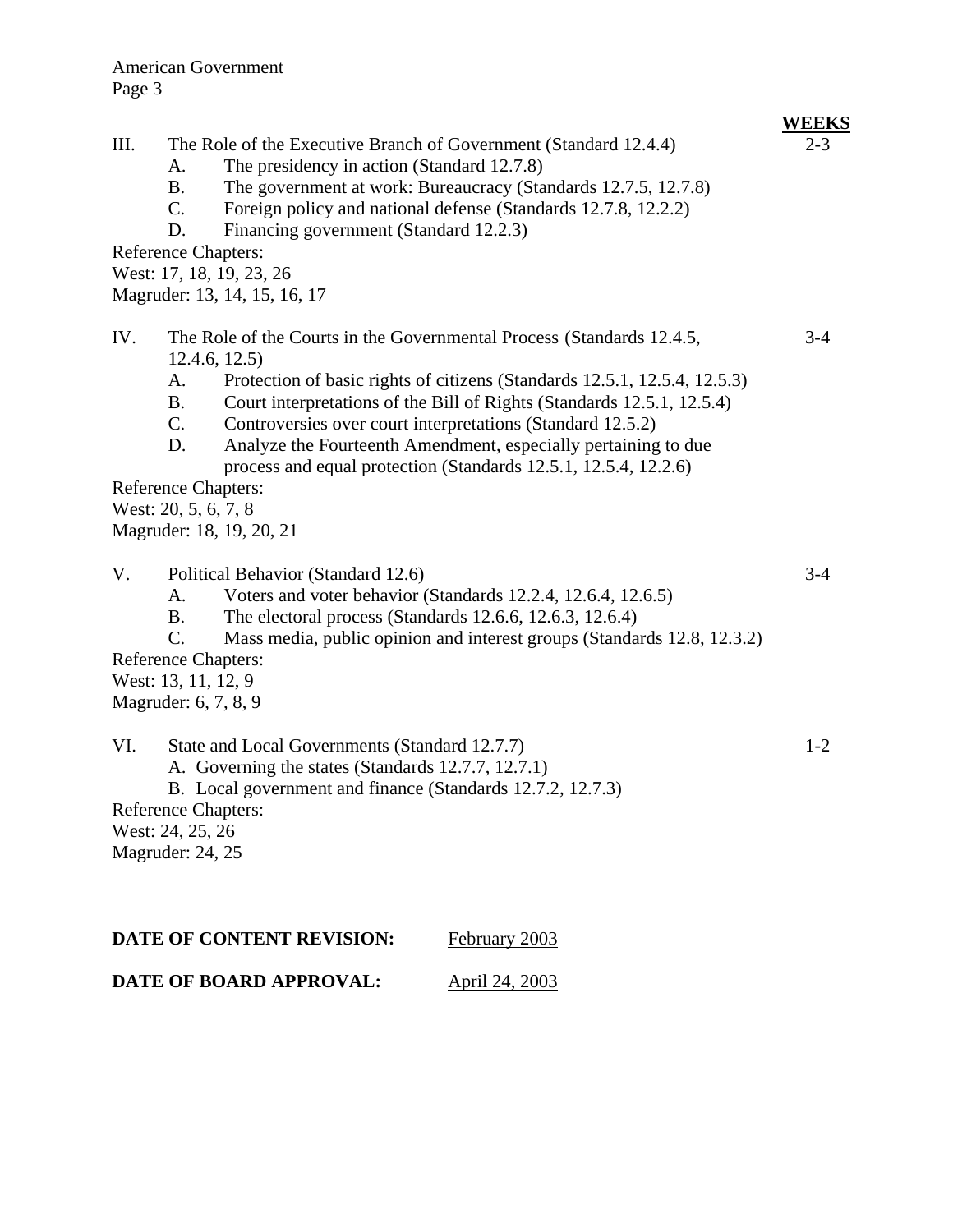**WEEKS**

III. The Role of the Executive Branch of Government (Standard 12.4.4) — 2-3

- A. The presidency in action (Standard 12.7.8)
- B. The government at work: Bureaucracy (Standards 12.7.5, 12.7.8)
- C. Foreign policy and national defense (Standards 12.7.8, 12.2.2)
- D. Financing government (Standard 12.2.3)

Reference Chapters:
West: 17, 18, 19, 23, 26
Magruder: 13, 14, 15, 16, 17

IV. The Role of the Courts in the Governmental Process (Standards 12.4.5, 12.4.6, 12.5) — 3-4

- A. Protection of basic rights of citizens (Standards 12.5.1, 12.5.4, 12.5.3)
- B. Court interpretations of the Bill of Rights (Standards 12.5.1, 12.5.4)
- C. Controversies over court interpretations (Standard 12.5.2)
- D. Analyze the Fourteenth Amendment, especially pertaining to due process and equal protection (Standards 12.5.1, 12.5.4, 12.2.6)

Reference Chapters:
West: 20, 5, 6, 7, 8
Magruder: 18, 19, 20, 21

V. Political Behavior (Standard 12.6) — 3-4

- A. Voters and voter behavior (Standards 12.2.4, 12.6.4, 12.6.5)
- B. The electoral process (Standards 12.6.6, 12.6.3, 12.6.4)
- C. Mass media, public opinion and interest groups (Standards 12.8, 12.3.2)

Reference Chapters:
West: 13, 11, 12, 9
Magruder: 6, 7, 8, 9

VI. State and Local Governments (Standard 12.7.7) — 1-2

- A. Governing the states (Standards 12.7.7, 12.7.1)
- B. Local government and finance (Standards 12.7.2, 12.7.3)

Reference Chapters:
West: 24, 25, 26
Magruder: 24, 25

**DATE OF CONTENT REVISION:** February 2003

**DATE OF BOARD APPROVAL:** April 24, 2003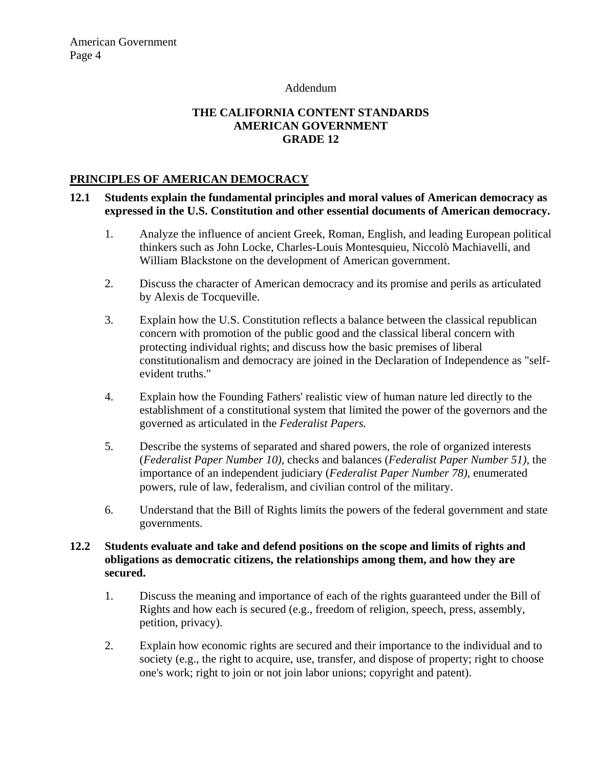Addendum

# THE CALIFORNIA CONTENT STANDARDS
# AMERICAN GOVERNMENT
# GRADE 12

## PRINCIPLES OF AMERICAN DEMOCRACY

**12.1 Students explain the fundamental principles and moral values of American democracy as expressed in the U.S. Constitution and other essential documents of American democracy.**

1. Analyze the influence of ancient Greek, Roman, English, and leading European political thinkers such as John Locke, Charles-Louis Montesquieu, Niccolò Machiavelli, and William Blackstone on the development of American government.

2. Discuss the character of American democracy and its promise and perils as articulated by Alexis de Tocqueville.

3. Explain how the U.S. Constitution reflects a balance between the classical republican concern with promotion of the public good and the classical liberal concern with protecting individual rights; and discuss how the basic premises of liberal constitutionalism and democracy are joined in the Declaration of Independence as "self-evident truths."

4. Explain how the Founding Fathers' realistic view of human nature led directly to the establishment of a constitutional system that limited the power of the governors and the governed as articulated in the *Federalist Papers.*

5. Describe the systems of separated and shared powers, the role of organized interests (*Federalist Paper Number 10),* checks and balances (*Federalist Paper Number 51),* the importance of an independent judiciary (*Federalist Paper Number 78),* enumerated powers, rule of law, federalism, and civilian control of the military.

6. Understand that the Bill of Rights limits the powers of the federal government and state governments.

**12.2 Students evaluate and take and defend positions on the scope and limits of rights and obligations as democratic citizens, the relationships among them, and how they are secured.**

1. Discuss the meaning and importance of each of the rights guaranteed under the Bill of Rights and how each is secured (e.g., freedom of religion, speech, press, assembly, petition, privacy).

2. Explain how economic rights are secured and their importance to the individual and to society (e.g., the right to acquire, use, transfer, and dispose of property; right to choose one's work; right to join or not join labor unions; copyright and patent).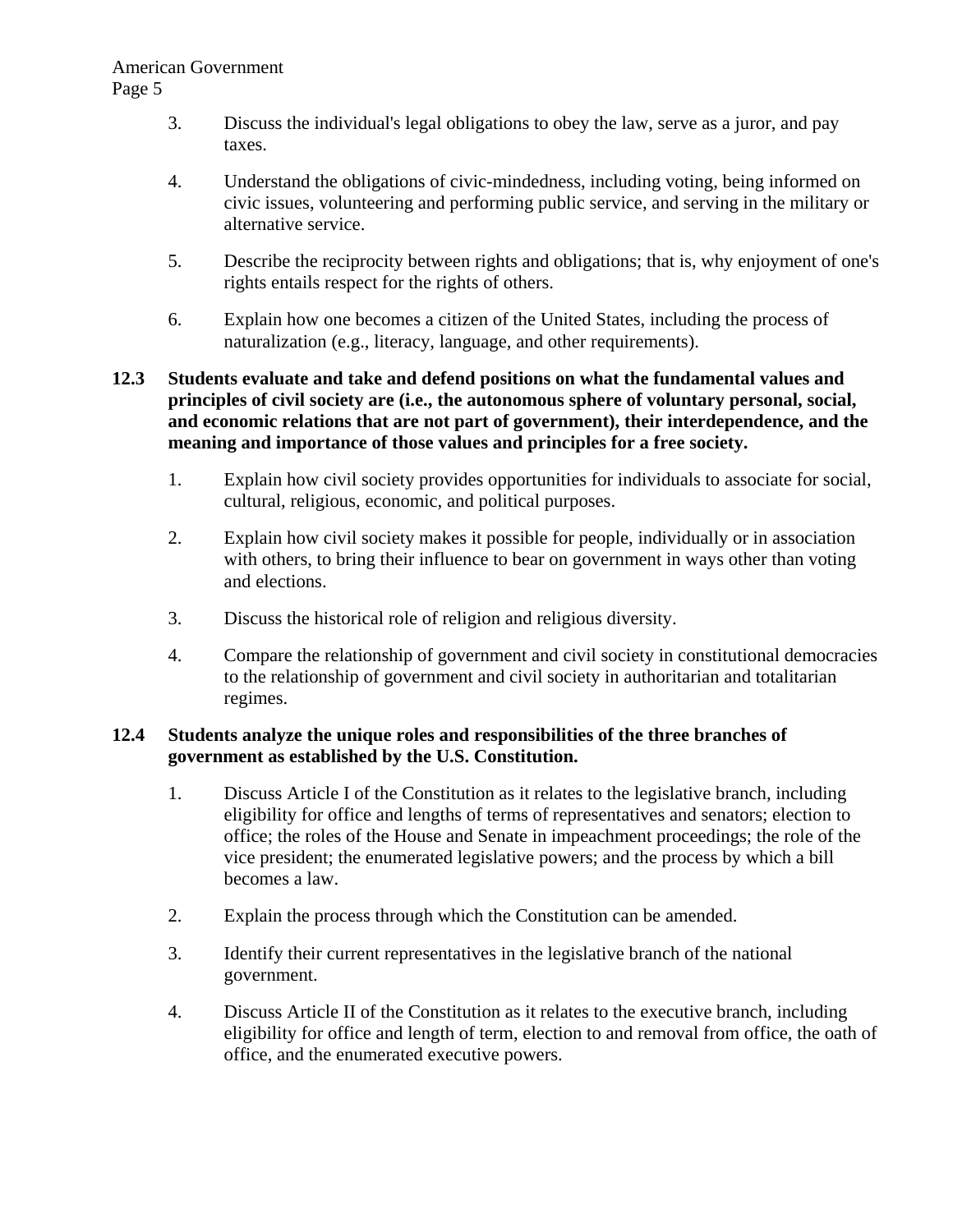3. Discuss the individual's legal obligations to obey the law, serve as a juror, and pay taxes.

4. Understand the obligations of civic-mindedness, including voting, being informed on civic issues, volunteering and performing public service, and serving in the military or alternative service.

5. Describe the reciprocity between rights and obligations; that is, why enjoyment of one's rights entails respect for the rights of others.

6. Explain how one becomes a citizen of the United States, including the process of naturalization (e.g., literacy, language, and other requirements).

**12.3 Students evaluate and take and defend positions on what the fundamental values and principles of civil society are (i.e., the autonomous sphere of voluntary personal, social, and economic relations that are not part of government), their interdependence, and the meaning and importance of those values and principles for a free society.**

1. Explain how civil society provides opportunities for individuals to associate for social, cultural, religious, economic, and political purposes.

2. Explain how civil society makes it possible for people, individually or in association with others, to bring their influence to bear on government in ways other than voting and elections.

3. Discuss the historical role of religion and religious diversity.

4. Compare the relationship of government and civil society in constitutional democracies to the relationship of government and civil society in authoritarian and totalitarian regimes.

**12.4 Students analyze the unique roles and responsibilities of the three branches of government as established by the U.S. Constitution.**

1. Discuss Article I of the Constitution as it relates to the legislative branch, including eligibility for office and lengths of terms of representatives and senators; election to office; the roles of the House and Senate in impeachment proceedings; the role of the vice president; the enumerated legislative powers; and the process by which a bill becomes a law.

2. Explain the process through which the Constitution can be amended.

3. Identify their current representatives in the legislative branch of the national government.

4. Discuss Article II of the Constitution as it relates to the executive branch, including eligibility for office and length of term, election to and removal from office, the oath of office, and the enumerated executive powers.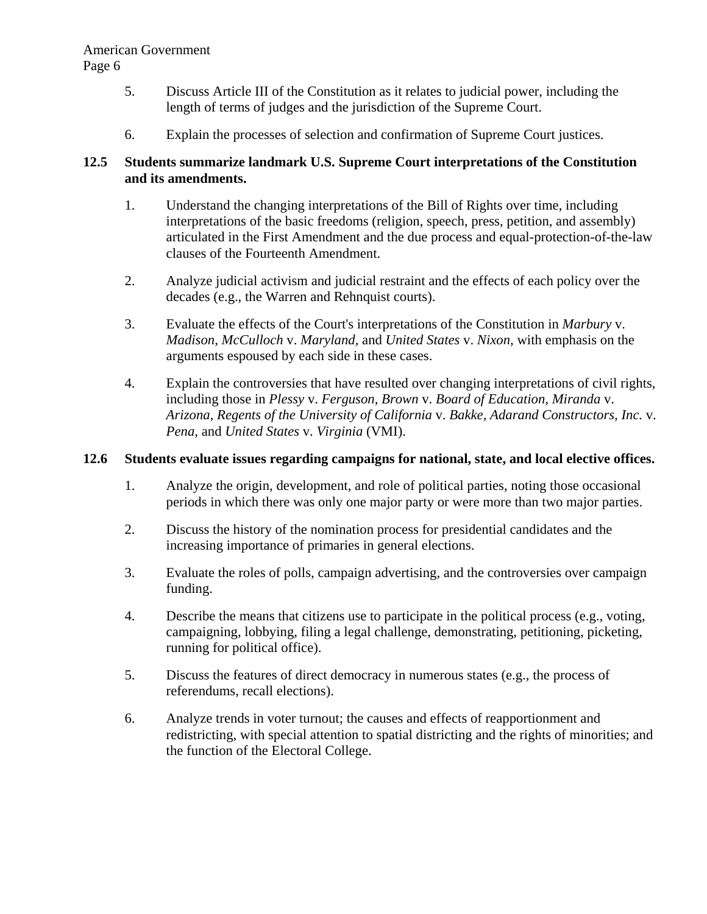5. Discuss Article III of the Constitution as it relates to judicial power, including the length of terms of judges and the jurisdiction of the Supreme Court.

6. Explain the processes of selection and confirmation of Supreme Court justices.

**12.5 Students summarize landmark U.S. Supreme Court interpretations of the Constitution and its amendments.**

1. Understand the changing interpretations of the Bill of Rights over time, including interpretations of the basic freedoms (religion, speech, press, petition, and assembly) articulated in the First Amendment and the due process and equal-protection-of-the-law clauses of the Fourteenth Amendment.

2. Analyze judicial activism and judicial restraint and the effects of each policy over the decades (e.g., the Warren and Rehnquist courts).

3. Evaluate the effects of the Court's interpretations of the Constitution in *Marbury* v. *Madison, McCulloch* v. *Maryland,* and *United States* v. *Nixon,* with emphasis on the arguments espoused by each side in these cases.

4. Explain the controversies that have resulted over changing interpretations of civil rights, including those in *Plessy* v. *Ferguson, Brown* v. *Board of Education, Miranda* v. *Arizona, Regents of the University of California* v. *Bakke, Adarand Constructors, Inc.* v. *Pena,* and *United States* v. *Virginia* (VMI).

**12.6 Students evaluate issues regarding campaigns for national, state, and local elective offices.**

1. Analyze the origin, development, and role of political parties, noting those occasional periods in which there was only one major party or were more than two major parties.

2. Discuss the history of the nomination process for presidential candidates and the increasing importance of primaries in general elections.

3. Evaluate the roles of polls, campaign advertising, and the controversies over campaign funding.

4. Describe the means that citizens use to participate in the political process (e.g., voting, campaigning, lobbying, filing a legal challenge, demonstrating, petitioning, picketing, running for political office).

5. Discuss the features of direct democracy in numerous states (e.g., the process of referendums, recall elections).

6. Analyze trends in voter turnout; the causes and effects of reapportionment and redistricting, with special attention to spatial districting and the rights of minorities; and the function of the Electoral College.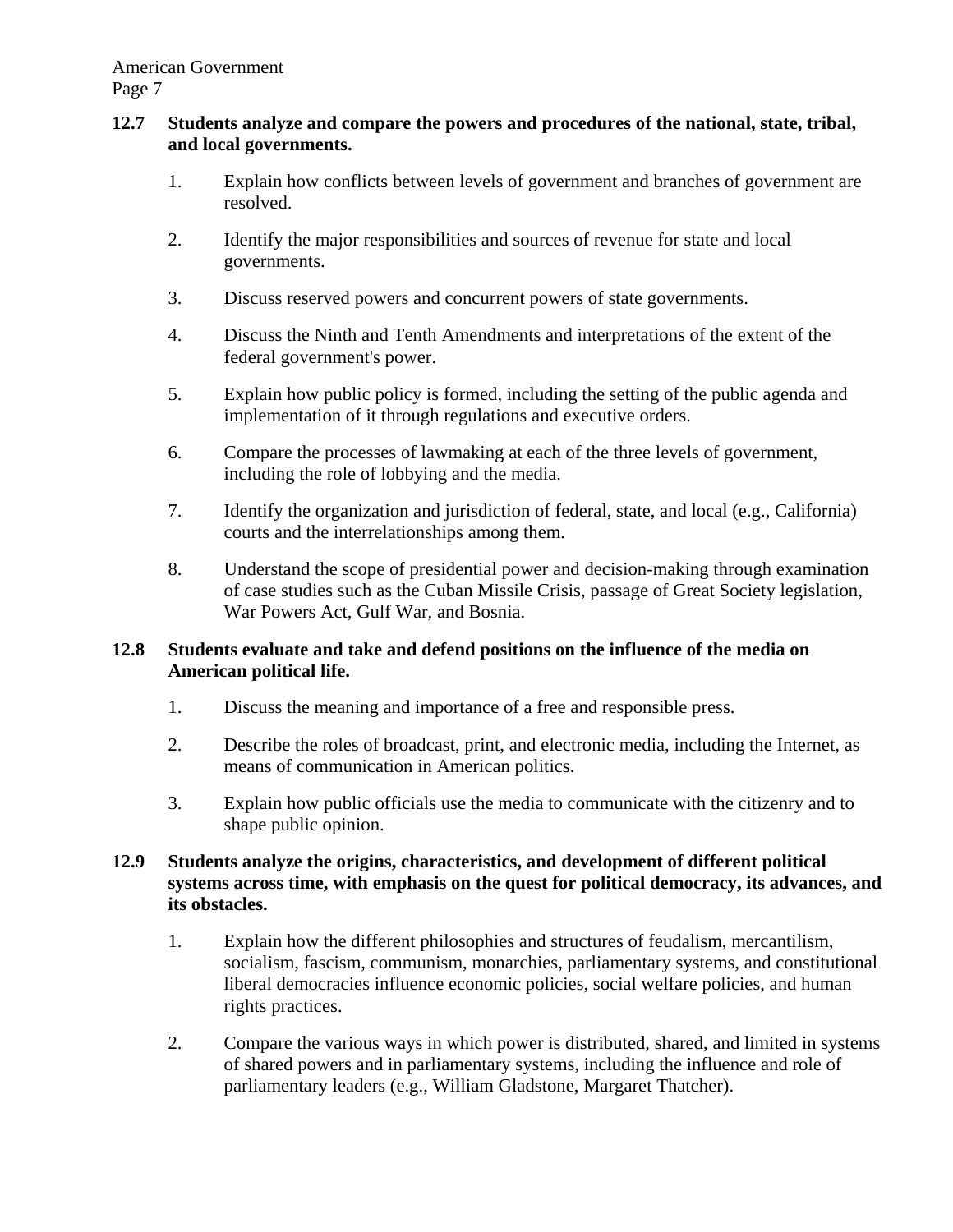**12.7 Students analyze and compare the powers and procedures of the national, state, tribal, and local governments.**

1. Explain how conflicts between levels of government and branches of government are resolved.
2. Identify the major responsibilities and sources of revenue for state and local governments.
3. Discuss reserved powers and concurrent powers of state governments.
4. Discuss the Ninth and Tenth Amendments and interpretations of the extent of the federal government's power.
5. Explain how public policy is formed, including the setting of the public agenda and implementation of it through regulations and executive orders.
6. Compare the processes of lawmaking at each of the three levels of government, including the role of lobbying and the media.
7. Identify the organization and jurisdiction of federal, state, and local (e.g., California) courts and the interrelationships among them.
8. Understand the scope of presidential power and decision-making through examination of case studies such as the Cuban Missile Crisis, passage of Great Society legislation, War Powers Act, Gulf War, and Bosnia.

**12.8 Students evaluate and take and defend positions on the influence of the media on American political life.**

1. Discuss the meaning and importance of a free and responsible press.
2. Describe the roles of broadcast, print, and electronic media, including the Internet, as means of communication in American politics.
3. Explain how public officials use the media to communicate with the citizenry and to shape public opinion.

**12.9 Students analyze the origins, characteristics, and development of different political systems across time, with emphasis on the quest for political democracy, its advances, and its obstacles.**

1. Explain how the different philosophies and structures of feudalism, mercantilism, socialism, fascism, communism, monarchies, parliamentary systems, and constitutional liberal democracies influence economic policies, social welfare policies, and human rights practices.
2. Compare the various ways in which power is distributed, shared, and limited in systems of shared powers and in parliamentary systems, including the influence and role of parliamentary leaders (e.g., William Gladstone, Margaret Thatcher).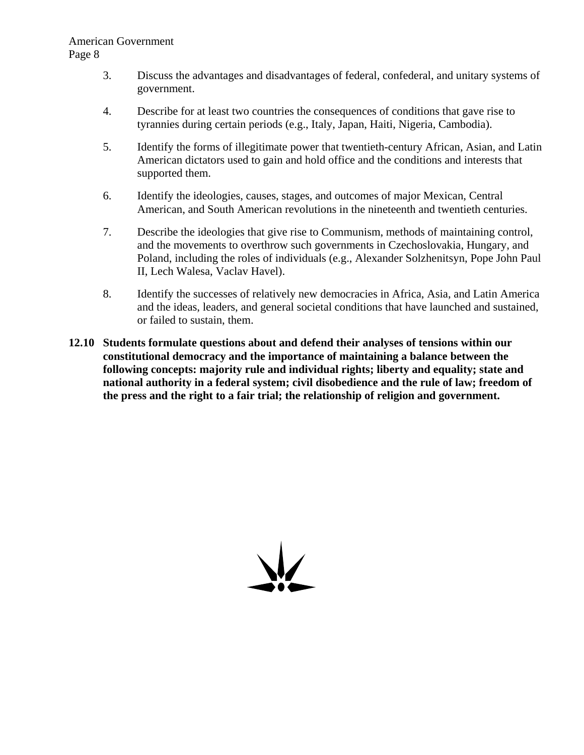3. Discuss the advantages and disadvantages of federal, confederal, and unitary systems of government.

4. Describe for at least two countries the consequences of conditions that gave rise to tyrannies during certain periods (e.g., Italy, Japan, Haiti, Nigeria, Cambodia).

5. Identify the forms of illegitimate power that twentieth-century African, Asian, and Latin American dictators used to gain and hold office and the conditions and interests that supported them.

6. Identify the ideologies, causes, stages, and outcomes of major Mexican, Central American, and South American revolutions in the nineteenth and twentieth centuries.

7. Describe the ideologies that give rise to Communism, methods of maintaining control, and the movements to overthrow such governments in Czechoslovakia, Hungary, and Poland, including the roles of individuals (e.g., Alexander Solzhenitsyn, Pope John Paul II, Lech Walesa, Vaclav Havel).

8. Identify the successes of relatively new democracies in Africa, Asia, and Latin America and the ideas, leaders, and general societal conditions that have launched and sustained, or failed to sustain, them.

**12.10 Students formulate questions about and defend their analyses of tensions within our constitutional democracy and the importance of maintaining a balance between the following concepts: majority rule and individual rights; liberty and equality; state and national authority in a federal system; civil disobedience and the rule of law; freedom of the press and the right to a fair trial; the relationship of religion and government.**